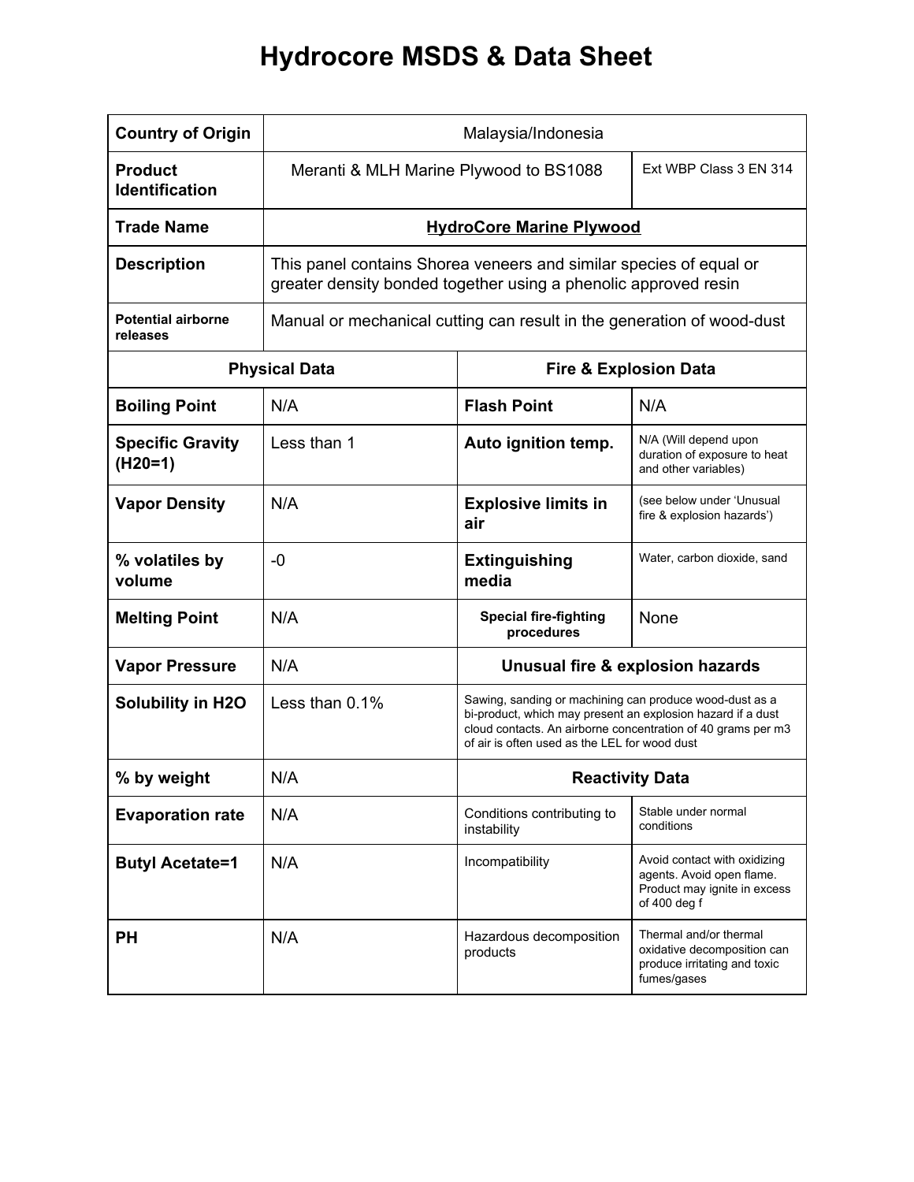# Hydrocore MSDS & Data Sheet

| | | | |
|---|---|---|---|
| **Country of Origin** | Malaysia/Indonesia | | |
| **Product Identification** | Meranti & MLH Marine Plywood to BS1088 | | Ext WBP Class 3 EN 314 |
| **Trade Name** | **HydroCore Marine Plywood** | | |
| **Description** | This panel contains Shorea veneers and similar species of equal or greater density bonded together using a phenolic approved resin | | |
| **Potential airborne releases** | Manual or mechanical cutting can result in the generation of wood-dust | | |
| **Physical Data** | | **Fire & Explosion Data** | |
| **Boiling Point** | N/A | **Flash Point** | N/A |
| **Specific Gravity (H20=1)** | Less than 1 | **Auto ignition temp.** | N/A (Will depend upon duration of exposure to heat and other variables) |
| **Vapor Density** | N/A | **Explosive limits in air** | (see below under 'Unusual fire & explosion hazards') |
| **% volatiles by volume** | -0 | **Extinguishing media** | Water, carbon dioxide, sand |
| **Melting Point** | N/A | **Special fire-fighting procedures** | None |
| **Vapor Pressure** | N/A | **Unusual fire & explosion hazards** | |
| **Solubility in H2O** | Less than 0.1% | Sawing, sanding or machining can produce wood-dust as a bi-product, which may present an explosion hazard if a dust cloud contacts. An airborne concentration of 40 grams per m3 of air is often used as the LEL for wood dust | |
| **% by weight** | N/A | **Reactivity Data** | |
| **Evaporation rate** | N/A | Conditions contributing to instability | Stable under normal conditions |
| **Butyl Acetate=1** | N/A | Incompatibility | Avoid contact with oxidizing agents. Avoid open flame. Product may ignite in excess of 400 deg f |
| **PH** | N/A | Hazardous decomposition products | Thermal and/or thermal oxidative decomposition can produce irritating and toxic fumes/gases |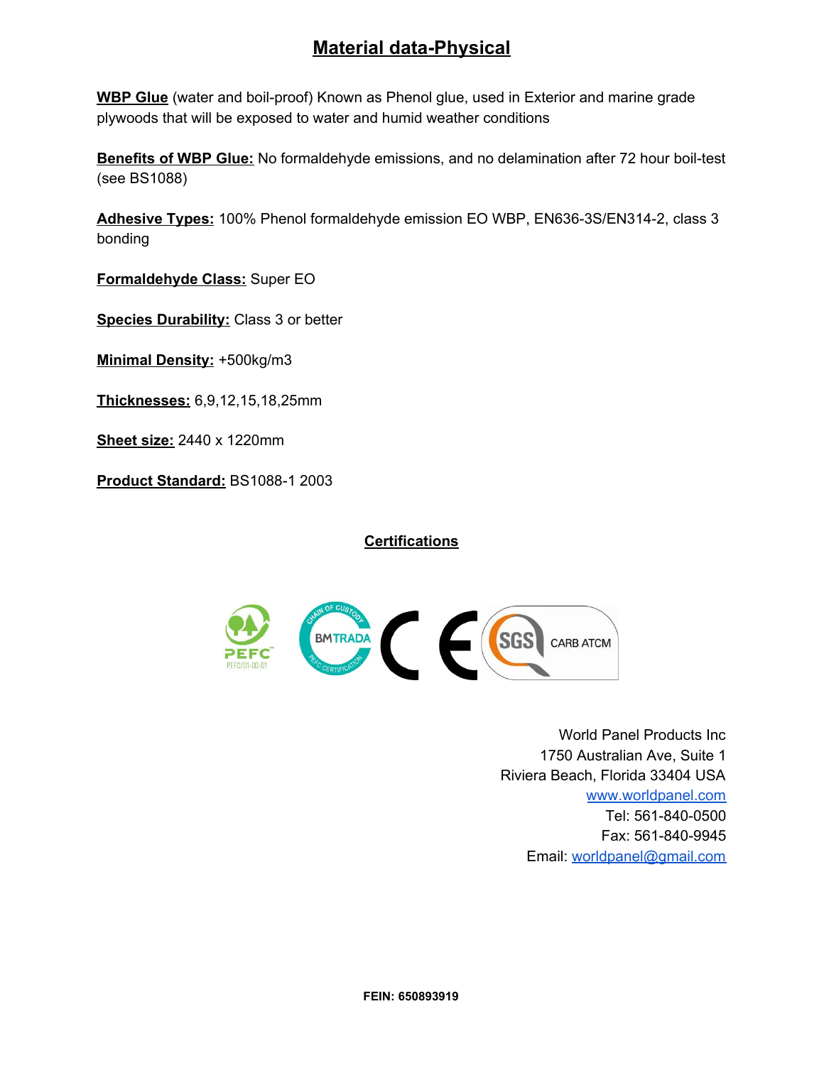# Material data-Physical

**WBP Glue** (water and boil-proof) Known as Phenol glue, used in Exterior and marine grade plywoods that will be exposed to water and humid weather conditions

**Benefits of WBP Glue:** No formaldehyde emissions, and no delamination after 72 hour boil-test (see BS1088)

**Adhesive Types:** 100% Phenol formaldehyde emission EO WBP, EN636-3S/EN314-2, class 3 bonding

**Formaldehyde Class:** Super EO

**Species Durability:** Class 3 or better

**Minimal Density:** +500kg/m3

**Thicknesses:** 6,9,12,15,18,25mm

**Sheet size:** 2440 x 1220mm

**Product Standard:** BS1088-1 2003

## Certifications

PEFC
PEFC/01-00-01

CHAIN OF CUSTODY
BM TRADA
PEFC CERTIFICATION

CE

SGS CARB ATCM

World Panel Products Inc
1750 Australian Ave, Suite 1
Riviera Beach, Florida 33404 USA
www.worldpanel.com
Tel: 561-840-0500
Fax: 561-840-9945
Email: worldpanel@gmail.com

**FEIN: 650893919**